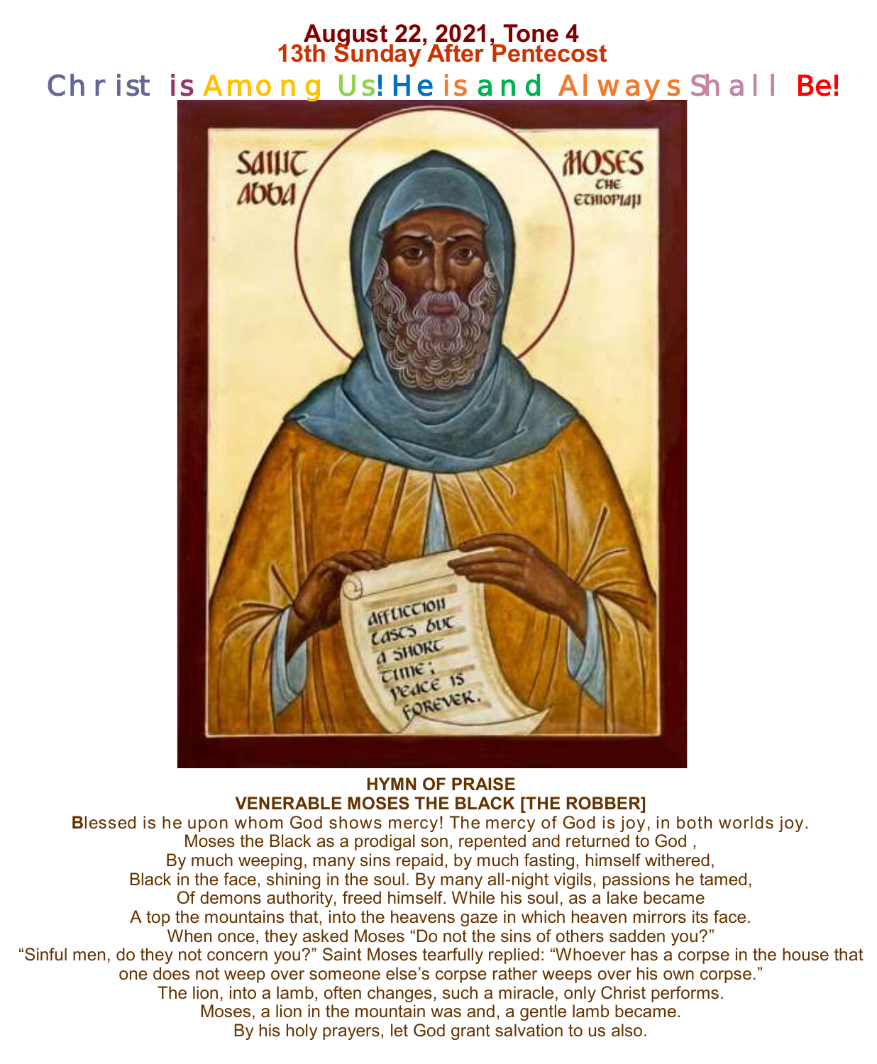# August 22, 2021, Tone 4
## 13th Sunday After Pentecost

**Christ is Among Us! He is and Always Shall Be!**

**HYMN OF PRAISE**
**VENERABLE MOSES THE BLACK [THE ROBBER]**

**B**lessed is he upon whom God shows mercy! The mercy of God is joy, in both worlds joy.
Moses the Black as a prodigal son, repented and returned to God ,
By much weeping, many sins repaid, by much fasting, himself withered,
Black in the face, shining in the soul. By many all-night vigils, passions he tamed,
Of demons authority, freed himself. While his soul, as a lake became
A top the mountains that, into the heavens gaze in which heaven mirrors its face.
When once, they asked Moses "Do not the sins of others sadden you?"
"Sinful men, do they not concern you?" Saint Moses tearfully replied: "Whoever has a corpse in the house that one does not weep over someone else's corpse rather weeps over his own corpse."
The lion, into a lamb, often changes, such a miracle, only Christ performs.
Moses, a lion in the mountain was and, a gentle lamb became.
By his holy prayers, let God grant salvation to us also.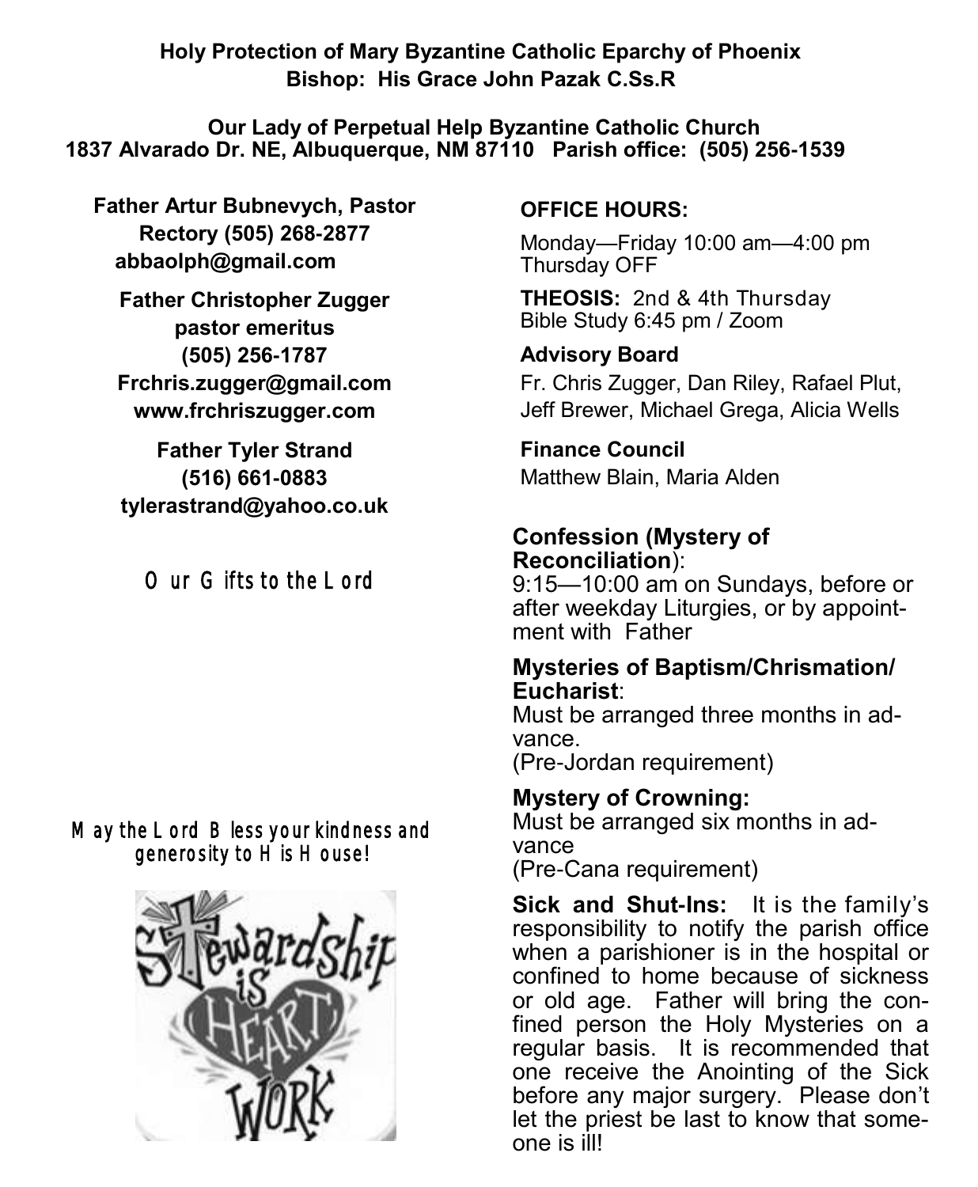**Holy Protection of Mary Byzantine Catholic Eparchy of Phoenix**
**Bishop: His Grace John Pazak C.Ss.R**

**Our Lady of Perpetual Help Byzantine Catholic Church**
**1837 Alvarado Dr. NE, Albuquerque, NM 87110 Parish office: (505) 256-1539**

**Father Artur Bubnevych, Pastor**
**Rectory (505) 268-2877**
**abbaolph@gmail.com**

**Father Christopher Zugger**
**pastor emeritus**
**(505) 256-1787**
**Frchris.zugger@gmail.com**
**www.frchriszugger.com**

**Father Tyler Strand**
**(516) 661-0883**
**tylerastrand@yahoo.co.uk**

Our Gifts to the Lord

May the Lord Bless your kindness and generosity to His House!

**OFFICE HOURS:**

Monday—Friday 10:00 am—4:00 pm
Thursday OFF

**THEOSIS:** 2nd & 4th Thursday
Bible Study 6:45 pm / Zoom

**Advisory Board**

Fr. Chris Zugger, Dan Riley, Rafael Plut, Jeff Brewer, Michael Grega, Alicia Wells

**Finance Council**

Matthew Blain, Maria Alden

**Confession (Mystery of Reconciliation)**:
9:15—10:00 am on Sundays, before or after weekday Liturgies, or by appointment with Father

**Mysteries of Baptism/Chrismation/Eucharist**:
Must be arranged three months in advance.
(Pre-Jordan requirement)

**Mystery of Crowning:**
Must be arranged six months in advance
(Pre-Cana requirement)

**Sick and Shut-Ins:** It is the family's responsibility to notify the parish office when a parishioner is in the hospital or confined to home because of sickness or old age. Father will bring the confined person the Holy Mysteries on a regular basis. It is recommended that one receive the Anointing of the Sick before any major surgery. Please don't let the priest be last to know that someone is ill!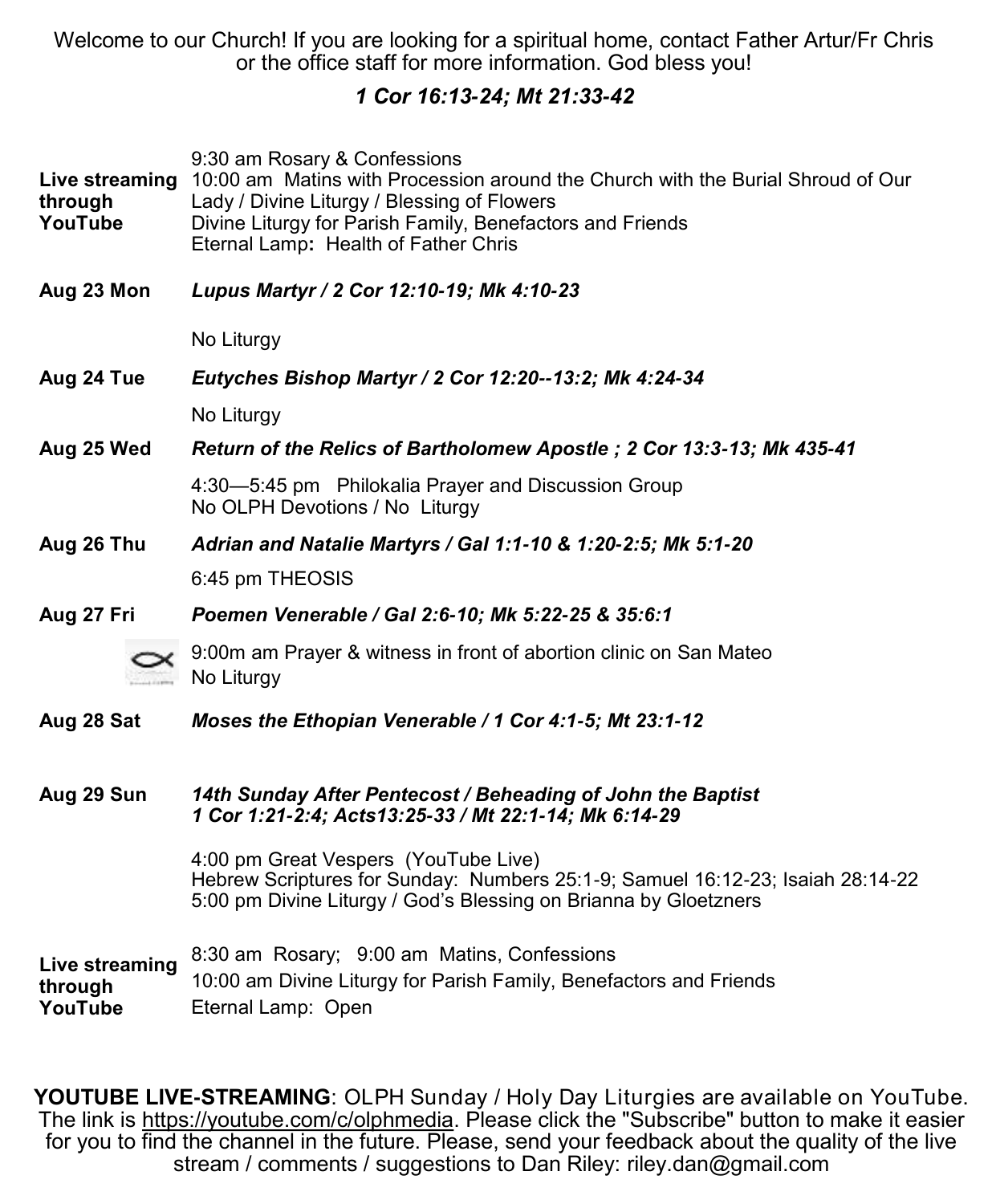Welcome to our Church! If you are looking for a spiritual home, contact Father Artur/Fr Chris or the office staff for more information. God bless you!

***1 Cor 16:13-24; Mt 21:33-42***

| | |
|---|---|
| **Live streaming through YouTube** | 9:30 am Rosary & Confessions<br>10:00 am Matins with Procession around the Church with the Burial Shroud of Our Lady / Divine Liturgy / Blessing of Flowers<br>Divine Liturgy for Parish Family, Benefactors and Friends<br>Eternal Lamp**:** Health of Father Chris |
| **Aug 23 Mon** | ***Lupus Martyr / 2 Cor 12:10-19; Mk 4:10-23*** |
| | No Liturgy |
| **Aug 24 Tue** | ***Eutyches Bishop Martyr / 2 Cor 12:20--13:2; Mk 4:24-34*** |
| | No Liturgy |
| **Aug 25 Wed** | ***Return of the Relics of Bartholomew Apostle ; 2 Cor 13:3-13; Mk 435-41*** |
| | 4:30—5:45 pm Philokalia Prayer and Discussion Group<br>No OLPH Devotions / No Liturgy |
| **Aug 26 Thu** | ***Adrian and Natalie Martyrs / Gal 1:1-10 & 1:20-2:5; Mk 5:1-20*** |
| | 6:45 pm THEOSIS |
| **Aug 27 Fri** | ***Poemen Venerable / Gal 2:6-10; Mk 5:22-25 & 35:6:1*** |
| | 9:00m am Prayer & witness in front of abortion clinic on San Mateo<br>No Liturgy |
| **Aug 28 Sat** | ***Moses the Ethopian Venerable / 1 Cor 4:1-5; Mt 23:1-12*** |
| **Aug 29 Sun** | ***14th Sunday After Pentecost / Beheading of John the Baptist***<br>***1 Cor 1:21-2:4; Acts13:25-33 / Mt 22:1-14; Mk 6:14-29*** |
| | 4:00 pm Great Vespers (YouTube Live)<br>Hebrew Scriptures for Sunday: Numbers 25:1-9; Samuel 16:12-23; Isaiah 28:14-22<br>5:00 pm Divine Liturgy / God's Blessing on Brianna by Gloetzners |
| **Live streaming through YouTube** | 8:30 am Rosary; 9:00 am Matins, Confessions<br>10:00 am Divine Liturgy for Parish Family, Benefactors and Friends<br>Eternal Lamp: Open |

**YOUTUBE LIVE-STREAMING**: OLPH Sunday / Holy Day Liturgies are available on YouTube. The link is https://youtube.com/c/olphmedia. Please click the "Subscribe" button to make it easier for you to find the channel in the future. Please, send your feedback about the quality of the live stream / comments / suggestions to Dan Riley: riley.dan@gmail.com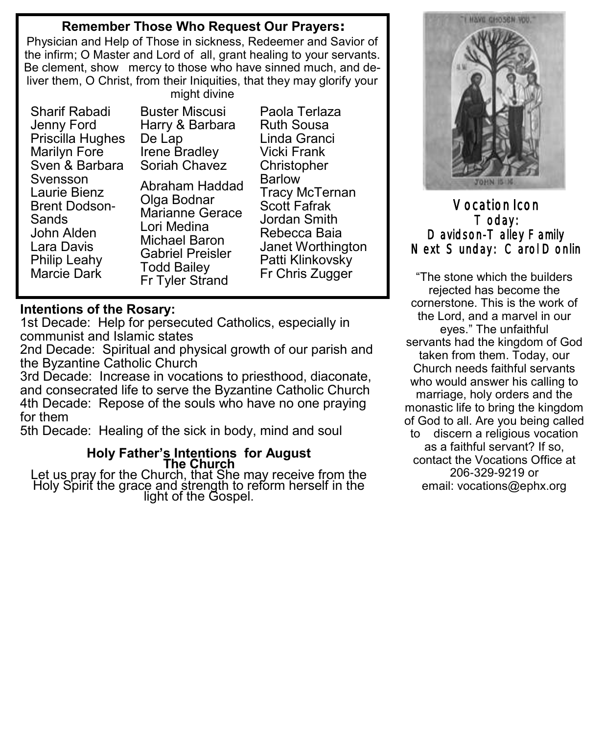## Remember Those Who Request Our Prayers:

Physician and Help of Those in sickness, Redeemer and Savior of the infirm; O Master and Lord of all, grant healing to your servants. Be clement, show mercy to those who have sinned much, and deliver them, O Christ, from their Iniquities, that they may glorify your might divine

Sharif Rabadi
Jenny Ford
Priscilla Hughes
Marilyn Fore
Sven & Barbara Svensson
Laurie Bienz
Brent Dodson-Sands
John Alden
Lara Davis
Philip Leahy
Marcie Dark

Buster Miscusi
Harry & Barbara De Lap
Irene Bradley
Soriah Chavez
Abraham Haddad
Olga Bodnar
Marianne Gerace
Lori Medina
Michael Baron
Gabriel Preisler
Todd Bailey
Fr Tyler Strand

Paola Terlaza
Ruth Sousa
Linda Granci
Vicki Frank
Christopher Barlow
Tracy McTernan
Scott Fafrak
Jordan Smith
Rebecca Baia
Janet Worthington
Patti Klinkovsky
Fr Chris Zugger

## Intentions of the Rosary:

1st Decade: Help for persecuted Catholics, especially in communist and Islamic states
2nd Decade: Spiritual and physical growth of our parish and the Byzantine Catholic Church
3rd Decade: Increase in vocations to priesthood, diaconate, and consecrated life to serve the Byzantine Catholic Church
4th Decade: Repose of the souls who have no one praying for them
5th Decade: Healing of the sick in body, mind and soul

### Holy Father's Intentions for August
### The Church

Let us pray for the Church, that She may receive from the Holy Spirit the grace and strength to reform herself in the light of the Gospel.

## Vocation Icon

Today: Davidson-Talley Family
Next Sunday: Carol Donlin

"The stone which the builders rejected has become the cornerstone. This is the work of the Lord, and a marvel in our eyes." The unfaithful servants had the kingdom of God taken from them. Today, our Church needs faithful servants who would answer his calling to marriage, holy orders and the monastic life to bring the kingdom of God to all. Are you being called to discern a religious vocation as a faithful servant? If so, contact the Vocations Office at 206-329-9219 or email: vocations@ephx.org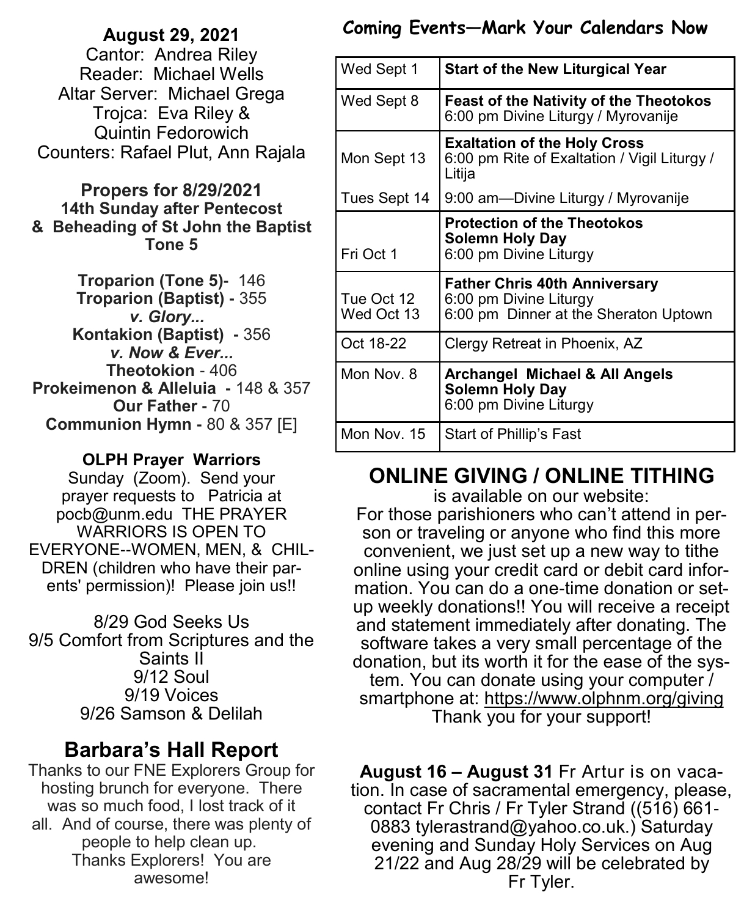**August 29, 2021**

Cantor: Andrea Riley
Reader: Michael Wells
Altar Server: Michael Grega
Trojca: Eva Riley & Quintin Fedorowich
Counters: Rafael Plut, Ann Rajala

**Propers for 8/29/2021**
**14th Sunday after Pentecost & Beheading of St John the Baptist**
**Tone 5**

**Troparion (Tone 5)-** 146
**Troparion (Baptist) -** 355
***v. Glory...***
**Kontakion (Baptist) -** 356
***v. Now & Ever...***
**Theotokion** - 406
**Prokeimenon & Alleluia -** 148 & 357
**Our Father -** 70
**Communion Hymn -** 80 & 357 [E]

**OLPH Prayer Warriors**

Sunday (Zoom). Send your prayer requests to Patricia at pocb@unm.edu THE PRAYER WARRIORS IS OPEN TO EVERYONE--WOMEN, MEN, & CHILDREN (children who have their parents' permission)! Please join us!!

8/29 God Seeks Us
9/5 Comfort from Scriptures and the Saints II
9/12 Soul
9/19 Voices
9/26 Samson & Delilah

## Barbara's Hall Report

Thanks to our FNE Explorers Group for hosting brunch for everyone. There was so much food, I lost track of it all. And of course, there was plenty of people to help clean up. Thanks Explorers! You are awesome!

## Coming Events—Mark Your Calendars Now

| | |
|---|---|
| Wed Sept 1 | **Start of the New Liturgical Year** |
| Wed Sept 8 | **Feast of the Nativity of the Theotokos** 6:00 pm Divine Liturgy / Myrovanije |
| Mon Sept 13 | **Exaltation of the Holy Cross** 6:00 pm Rite of Exaltation / Vigil Liturgy / Litija |
| Tues Sept 14 | 9:00 am—Divine Liturgy / Myrovanije |
| Fri Oct 1 | **Protection of the Theotokos Solemn Holy Day** 6:00 pm Divine Liturgy |
| Tue Oct 12 Wed Oct 13 | **Father Chris 40th Anniversary** 6:00 pm Divine Liturgy 6:00 pm Dinner at the Sheraton Uptown |
| Oct 18-22 | Clergy Retreat in Phoenix, AZ |
| Mon Nov. 8 | **Archangel Michael & All Angels Solemn Holy Day** 6:00 pm Divine Liturgy |
| Mon Nov. 15 | Start of Phillip's Fast |

## ONLINE GIVING / ONLINE TITHING

is available on our website:
For those parishioners who can't attend in person or traveling or anyone who find this more convenient, we just set up a new way to tithe online using your credit card or debit card information. You can do a one-time donation or set-up weekly donations!! You will receive a receipt and statement immediately after donating. The software takes a very small percentage of the donation, but its worth it for the ease of the system. You can donate using your computer / smartphone at: https://www.olphnm.org/giving
Thank you for your support!

**August 16 – August 31** Fr Artur is on vacation. In case of sacramental emergency, please, contact Fr Chris / Fr Tyler Strand ((516) 661-0883 tylerastrand@yahoo.co.uk.) Saturday evening and Sunday Holy Services on Aug 21/22 and Aug 28/29 will be celebrated by Fr Tyler.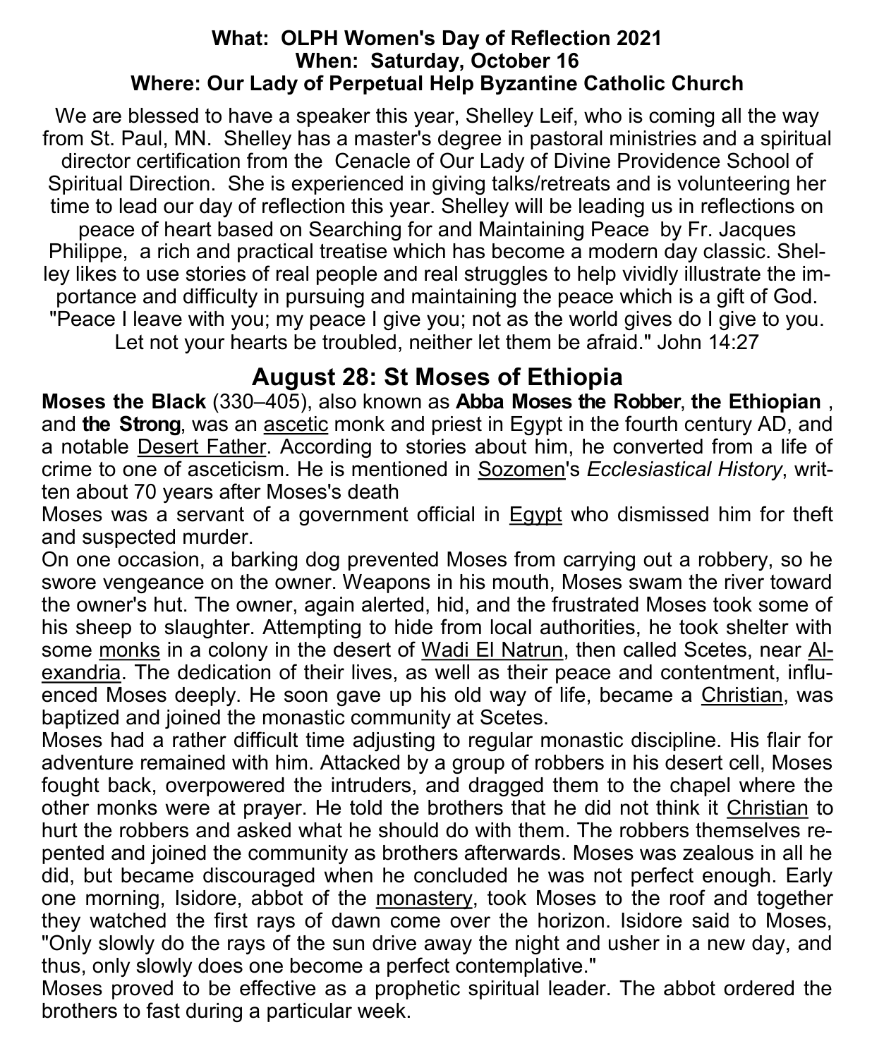**What: OLPH Women's Day of Reflection 2021**
**When: Saturday, October 16**
**Where: Our Lady of Perpetual Help Byzantine Catholic Church**

We are blessed to have a speaker this year, Shelley Leif, who is coming all the way from St. Paul, MN. Shelley has a master's degree in pastoral ministries and a spiritual director certification from the Cenacle of Our Lady of Divine Providence School of Spiritual Direction. She is experienced in giving talks/retreats and is volunteering her time to lead our day of reflection this year. Shelley will be leading us in reflections on peace of heart based on Searching for and Maintaining Peace by Fr. Jacques Philippe, a rich and practical treatise which has become a modern day classic. Shelley likes to use stories of real people and real struggles to help vividly illustrate the importance and difficulty in pursuing and maintaining the peace which is a gift of God. "Peace I leave with you; my peace I give you; not as the world gives do I give to you. Let not your hearts be troubled, neither let them be afraid." John 14:27

## August 28: St Moses of Ethiopia

**Moses the Black** (330–405), also known as **Abba Moses the Robber**, **the Ethiopian** , and **the Strong**, was an ascetic monk and priest in Egypt in the fourth century AD, and a notable Desert Father. According to stories about him, he converted from a life of crime to one of asceticism. He is mentioned in Sozomen's *Ecclesiastical History*, written about 70 years after Moses's death

Moses was a servant of a government official in Egypt who dismissed him for theft and suspected murder.

On one occasion, a barking dog prevented Moses from carrying out a robbery, so he swore vengeance on the owner. Weapons in his mouth, Moses swam the river toward the owner's hut. The owner, again alerted, hid, and the frustrated Moses took some of his sheep to slaughter. Attempting to hide from local authorities, he took shelter with some monks in a colony in the desert of Wadi El Natrun, then called Scetes, near Alexandria. The dedication of their lives, as well as their peace and contentment, influenced Moses deeply. He soon gave up his old way of life, became a Christian, was baptized and joined the monastic community at Scetes.

Moses had a rather difficult time adjusting to regular monastic discipline. His flair for adventure remained with him. Attacked by a group of robbers in his desert cell, Moses fought back, overpowered the intruders, and dragged them to the chapel where the other monks were at prayer. He told the brothers that he did not think it Christian to hurt the robbers and asked what he should do with them. The robbers themselves repented and joined the community as brothers afterwards. Moses was zealous in all he did, but became discouraged when he concluded he was not perfect enough. Early one morning, Isidore, abbot of the monastery, took Moses to the roof and together they watched the first rays of dawn come over the horizon. Isidore said to Moses, "Only slowly do the rays of the sun drive away the night and usher in a new day, and thus, only slowly does one become a perfect contemplative."

Moses proved to be effective as a prophetic spiritual leader. The abbot ordered the brothers to fast during a particular week.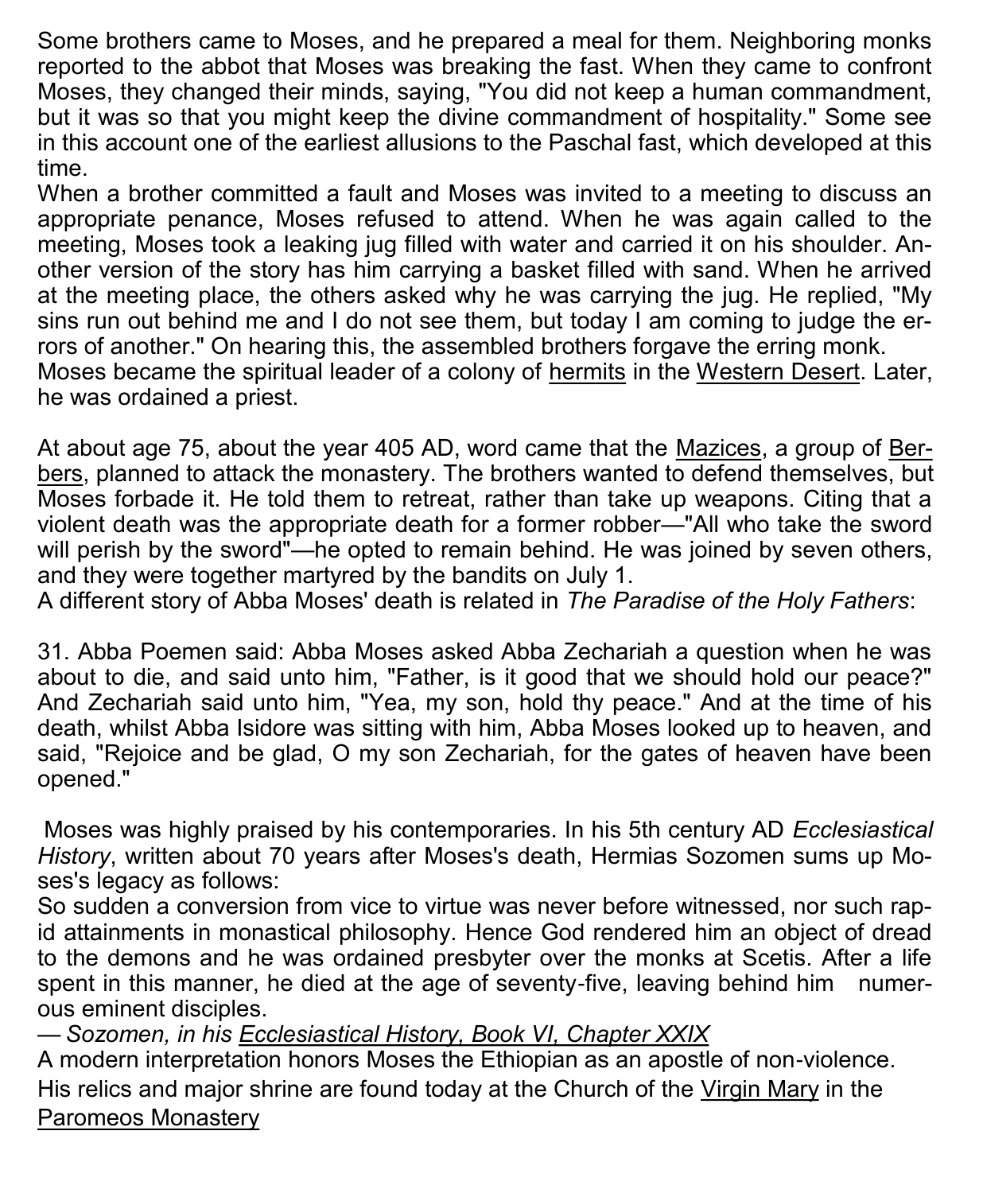Some brothers came to Moses, and he prepared a meal for them. Neighboring monks reported to the abbot that Moses was breaking the fast. When they came to confront Moses, they changed their minds, saying, "You did not keep a human commandment, but it was so that you might keep the divine commandment of hospitality." Some see in this account one of the earliest allusions to the Paschal fast, which developed at this time.

When a brother committed a fault and Moses was invited to a meeting to discuss an appropriate penance, Moses refused to attend. When he was again called to the meeting, Moses took a leaking jug filled with water and carried it on his shoulder. Another version of the story has him carrying a basket filled with sand. When he arrived at the meeting place, the others asked why he was carrying the jug. He replied, "My sins run out behind me and I do not see them, but today I am coming to judge the errors of another." On hearing this, the assembled brothers forgave the erring monk.

Moses became the spiritual leader of a colony of hermits in the Western Desert. Later, he was ordained a priest.

At about age 75, about the year 405 AD, word came that the Mazices, a group of Berbers, planned to attack the monastery. The brothers wanted to defend themselves, but Moses forbade it. He told them to retreat, rather than take up weapons. Citing that a violent death was the appropriate death for a former robber—"All who take the sword will perish by the sword"—he opted to remain behind. He was joined by seven others, and they were together martyred by the bandits on July 1.

A different story of Abba Moses' death is related in *The Paradise of the Holy Fathers*:

31. Abba Poemen said: Abba Moses asked Abba Zechariah a question when he was about to die, and said unto him, "Father, is it good that we should hold our peace?" And Zechariah said unto him, "Yea, my son, hold thy peace." And at the time of his death, whilst Abba Isidore was sitting with him, Abba Moses looked up to heaven, and said, "Rejoice and be glad, O my son Zechariah, for the gates of heaven have been opened."

Moses was highly praised by his contemporaries. In his 5th century AD *Ecclesiastical History*, written about 70 years after Moses's death, Hermias Sozomen sums up Moses's legacy as follows:

So sudden a conversion from vice to virtue was never before witnessed, nor such rapid attainments in monastical philosophy. Hence God rendered him an object of dread to the demons and he was ordained presbyter over the monks at Scetis. After a life spent in this manner, he died at the age of seventy-five, leaving behind him numerous eminent disciples.

— *Sozomen, in his Ecclesiastical History, Book VI, Chapter XXIX*

A modern interpretation honors Moses the Ethiopian as an apostle of non-violence.

His relics and major shrine are found today at the Church of the Virgin Mary in the Paromeos Monastery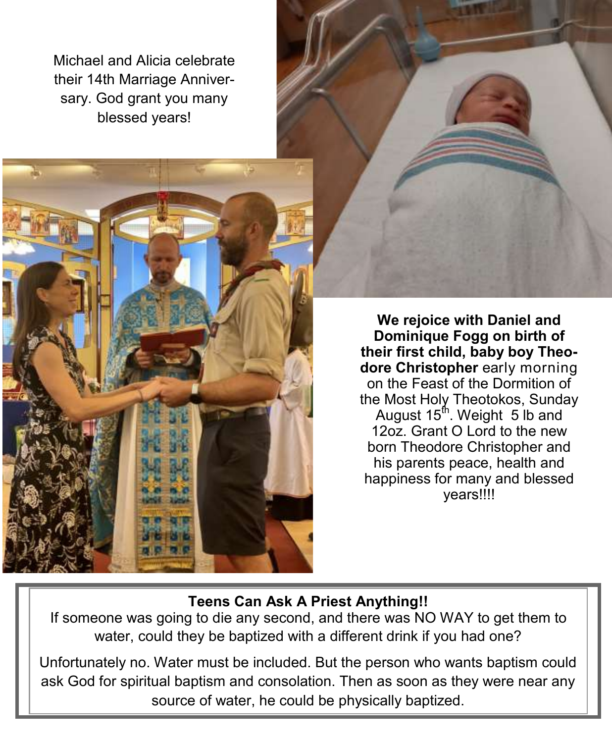Michael and Alicia celebrate their 14th Marriage Anniversary. God grant you many blessed years!

**We rejoice with Daniel and Dominique Fogg on birth of their first child, baby boy Theodore Christopher** early morning on the Feast of the Dormition of the Most Holy Theotokos, Sunday August 15th. Weight 5 lb and 12oz. Grant O Lord to the new born Theodore Christopher and his parents peace, health and happiness for many and blessed years!!!!

**Teens Can Ask A Priest Anything!!**

If someone was going to die any second, and there was NO WAY to get them to water, could they be baptized with a different drink if you had one?

Unfortunately no. Water must be included. But the person who wants baptism could ask God for spiritual baptism and consolation. Then as soon as they were near any source of water, he could be physically baptized.